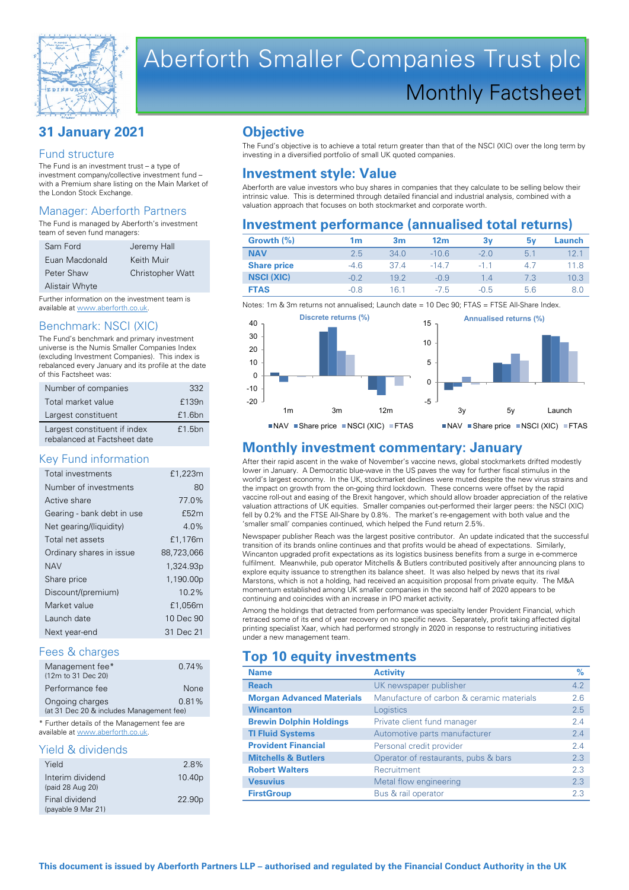# Aberforth Smaller Companies Trust plc

## Monthly Factsheet

## 31 January 2021

### Fund structure

The Fund is an investment trust – a type of investment company/collective investment fund – with a Premium share listing on the Main Market of the London Stock Exchange.

### Manager: Aberforth Partners

The Fund is managed by Aberforth's investment team of seven fund managers:

| | |
|---|---|
| Sam Ford | Jeremy Hall |
| Euan Macdonald | Keith Muir |
| Peter Shaw | Christopher Watt |
| Alistair Whyte | |

Further information on the investment team is available at www.aberforth.co.uk.

### Benchmark: NSCI (XIC)

The Fund's benchmark and primary investment universe is the Numis Smaller Companies Index (excluding Investment Companies). This index is rebalanced every January and its profile at the date of this Factsheet was:

| | |
|---|---|
| Number of companies | 332 |
| Total market value | £139n |
| Largest constituent | £1.6bn |
| Largest constituent if index rebalanced at Factsheet date | £1.5bn |

### Key Fund information

| | |
|---|---|
| Total investments | £1,223m |
| Number of investments | 80 |
| Active share | 77.0% |
| Gearing - bank debt in use | £52m |
| Net gearing/(liquidity) | 4.0% |
| Total net assets | £1,176m |
| Ordinary shares in issue | 88,723,066 |
| NAV | 1,324.93p |
| Share price | 1,190.00p |
| Discount/(premium) | 10.2% |
| Market value | £1,056m |
| Launch date | 10 Dec 90 |
| Next year-end | 31 Dec 21 |

### Fees & charges

| | |
|---|---|
| Management fee* (12m to 31 Dec 20) | 0.74% |
| Performance fee | None |
| Ongoing charges (at 31 Dec 20 & includes Management fee) | 0.81% |

\* Further details of the Management fee are available at www.aberforth.co.uk.

### Yield & dividends

| | |
|---|---|
| Yield | 2.8% |
| Interim dividend (paid 28 Aug 20) | 10.40p |
| Final dividend (payable 9 Mar 21) | 22.90p |

## Objective

The Fund's objective is to achieve a total return greater than that of the NSCI (XIC) over the long term by investing in a diversified portfolio of small UK quoted companies.

## Investment style: Value

Aberforth are value investors who buy shares in companies that they calculate to be selling below their intrinsic value. This is determined through detailed financial and industrial analysis, combined with a valuation approach that focuses on both stockmarket and corporate worth.

## Investment performance (annualised total returns)

| Growth (%) | 1m | 3m | 12m | 3y | 5y | Launch |
|---|---|---|---|---|---|---|
| NAV | 2.5 | 34.0 | -10.6 | -2.0 | 5.1 | 12.1 |
| Share price | -4.6 | 37.4 | -14.7 | -1.1 | 4.7 | 11.8 |
| NSCI (XIC) | -0.2 | 19.2 | -0.9 | 1.4 | 7.3 | 10.3 |
| FTAS | -0.8 | 16.1 | -7.5 | -0.5 | 5.6 | 8.0 |

Notes: 1m & 3m returns not annualised; Launch date = 10 Dec 90; FTAS = FTSE All-Share Index.

Discrete returns (%) — NAV, Share price, NSCI (XIC), FTAS (1m, 3m, 12m)

Annualised returns (%) — NAV, Share price, NSCI (XIC), FTAS (3y, 5y, Launch)

## Monthly investment commentary: January

After their rapid ascent in the wake of November's vaccine news, global stockmarkets drifted modestly lower in January. A Democratic blue-wave in the US paves the way for further fiscal stimulus in the world's largest economy. In the UK, stockmarket declines were muted despite the new virus strains and the impact on growth from the on-going third lockdown. These concerns were offset by the rapid vaccine roll-out and easing of the Brexit hangover, which should allow broader appreciation of the relative valuation attractions of UK equities. Smaller companies out-performed their larger peers: the NSCI (XIC) fell by 0.2% and the FTSE All-Share by 0.8%. The market's re-engagement with both value and the 'smaller small' companies continued, which helped the Fund return 2.5%.

Newspaper publisher Reach was the largest positive contributor. An update indicated that the successful transition of its brands online continues and that profits would be ahead of expectations. Similarly, Wincanton upgraded profit expectations as its logistics business benefits from a surge in e-commerce fulfilment. Meanwhile, pub operator Mitchells & Butlers contributed positively after announcing plans to explore equity issuance to strengthen its balance sheet. It was also helped by news that its rival Marstons, which is not a holding, had received an acquisition proposal from private equity. The M&A momentum established among UK smaller companies in the second half of 2020 appears to be continuing and coincides with an increase in IPO market activity.

Among the holdings that detracted from performance was specialty lender Provident Financial, which retraced some of its end of year recovery on no specific news. Separately, profit taking affected digital printing specialist Xaar, which had performed strongly in 2020 in response to restructuring initiatives under a new management team.

## Top 10 equity investments

| Name | Activity | % |
|---|---|---|
| Reach | UK newspaper publisher | 4.2 |
| Morgan Advanced Materials | Manufacture of carbon & ceramic materials | 2.6 |
| Wincanton | Logistics | 2.5 |
| Brewin Dolphin Holdings | Private client fund manager | 2.4 |
| TI Fluid Systems | Automotive parts manufacturer | 2.4 |
| Provident Financial | Personal credit provider | 2.4 |
| Mitchells & Butlers | Operator of restaurants, pubs & bars | 2.3 |
| Robert Walters | Recruitment | 2.3 |
| Vesuvius | Metal flow engineering | 2.3 |
| FirstGroup | Bus & rail operator | 2.3 |

**This document is issued by Aberforth Partners LLP – authorised and regulated by the Financial Conduct Authority in the UK**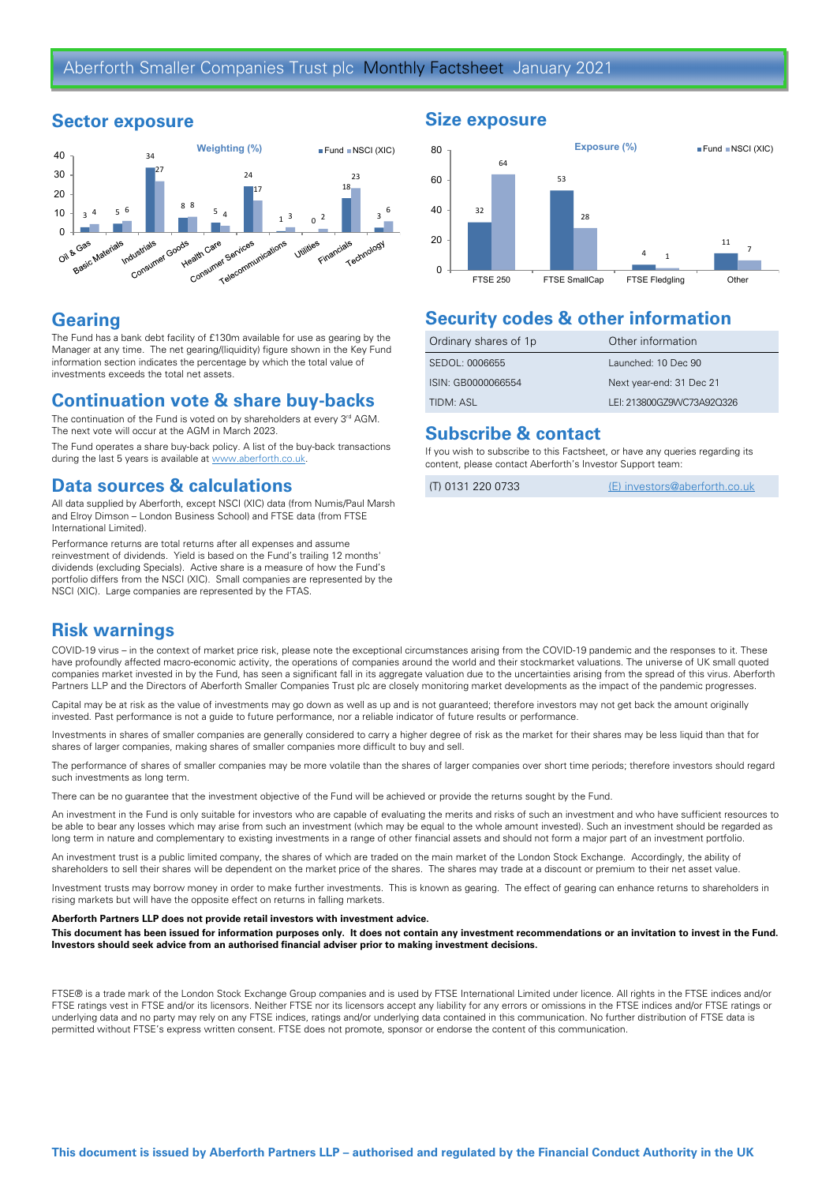Aberforth Smaller Companies Trust plc Monthly Factsheet January 2021

## Sector exposure

Weighting (%)

Fund NSCI (XIC)

40
30
20
10
0

3 4
5 6
34 27
8 8
5 4
24 17
1 3
0 2
18 23
3 6

Oil & Gas
Basic Materials
Industrials
Consumer Goods
Health Care
Consumer Services
Telecommunications
Utilities
Financials
Technology

## Size exposure

Exposure (%)

Fund NSCI (XIC)

80
60
40
20
0

32 64
53 28
4 1
11 7

FTSE 250
FTSE SmallCap
FTSE Fledgling
Other

## Gearing

The Fund has a bank debt facility of £130m available for use as gearing by the Manager at any time. The net gearing/(liquidity) figure shown in the Key Fund information section indicates the percentage by which the total value of investments exceeds the total net assets.

## Continuation vote & share buy-backs

The continuation of the Fund is voted on by shareholders at every 3rd AGM. The next vote will occur at the AGM in March 2023.

The Fund operates a share buy-back policy. A list of the buy-back transactions during the last 5 years is available at www.aberforth.co.uk.

## Data sources & calculations

All data supplied by Aberforth, except NSCI (XIC) data (from Numis/Paul Marsh and Elroy Dimson – London Business School) and FTSE data (from FTSE International Limited).

Performance returns are total returns after all expenses and assume reinvestment of dividends. Yield is based on the Fund's trailing 12 months' dividends (excluding Specials). Active share is a measure of how the Fund's portfolio differs from the NSCI (XIC). Small companies are represented by the NSCI (XIC). Large companies are represented by the FTAS.

## Security codes & other information

| Ordinary shares of 1p | Other information |
|---|---|
| SEDOL: 0006655 | Launched: 10 Dec 90 |
| ISIN: GB0000066554 | Next year-end: 31 Dec 21 |
| TIDM: ASL | LEI: 213800GZ9WC73A92Q326 |

## Subscribe & contact

If you wish to subscribe to this Factsheet, or have any queries regarding its content, please contact Aberforth's Investor Support team:

| | |
|---|---|
| (T) 0131 220 0733 | (E) investors@aberforth.co.uk |

## Risk warnings

COVID-19 virus – in the context of market price risk, please note the exceptional circumstances arising from the COVID-19 pandemic and the responses to it. These have profoundly affected macro-economic activity, the operations of companies around the world and their stockmarket valuations. The universe of UK small quoted companies market invested in by the Fund, has seen a significant fall in its aggregate valuation due to the uncertainties arising from the spread of this virus. Aberforth Partners LLP and the Directors of Aberforth Smaller Companies Trust plc are closely monitoring market developments as the impact of the pandemic progresses.

Capital may be at risk as the value of investments may go down as well as up and is not guaranteed; therefore investors may not get back the amount originally invested. Past performance is not a guide to future performance, nor a reliable indicator of future results or performance.

Investments in shares of smaller companies are generally considered to carry a higher degree of risk as the market for their shares may be less liquid than that for shares of larger companies, making shares of smaller companies more difficult to buy and sell.

The performance of shares of smaller companies may be more volatile than the shares of larger companies over short time periods; therefore investors should regard such investments as long term.

There can be no guarantee that the investment objective of the Fund will be achieved or provide the returns sought by the Fund.

An investment in the Fund is only suitable for investors who are capable of evaluating the merits and risks of such an investment and who have sufficient resources to be able to bear any losses which may arise from such an investment (which may be equal to the whole amount invested). Such an investment should be regarded as long term in nature and complementary to existing investments in a range of other financial assets and should not form a major part of an investment portfolio.

An investment trust is a public limited company, the shares of which are traded on the main market of the London Stock Exchange. Accordingly, the ability of shareholders to sell their shares will be dependent on the market price of the shares. The shares may trade at a discount or premium to their net asset value.

Investment trusts may borrow money in order to make further investments. This is known as gearing. The effect of gearing can enhance returns to shareholders in rising markets but will have the opposite effect on returns in falling markets.

**Aberforth Partners LLP does not provide retail investors with investment advice.**

**This document has been issued for information purposes only. It does not contain any investment recommendations or an invitation to invest in the Fund. Investors should seek advice from an authorised financial adviser prior to making investment decisions.**

FTSE® is a trade mark of the London Stock Exchange Group companies and is used by FTSE International Limited under licence. All rights in the FTSE indices and/or FTSE ratings vest in FTSE and/or its licensors. Neither FTSE nor its licensors accept any liability for any errors or omissions in the FTSE indices and/or FTSE ratings or underlying data and no party may rely on any FTSE indices, ratings and/or underlying data contained in this communication. No further distribution of FTSE data is permitted without FTSE's express written consent. FTSE does not promote, sponsor or endorse the content of this communication.

**This document is issued by Aberforth Partners LLP – authorised and regulated by the Financial Conduct Authority in the UK**